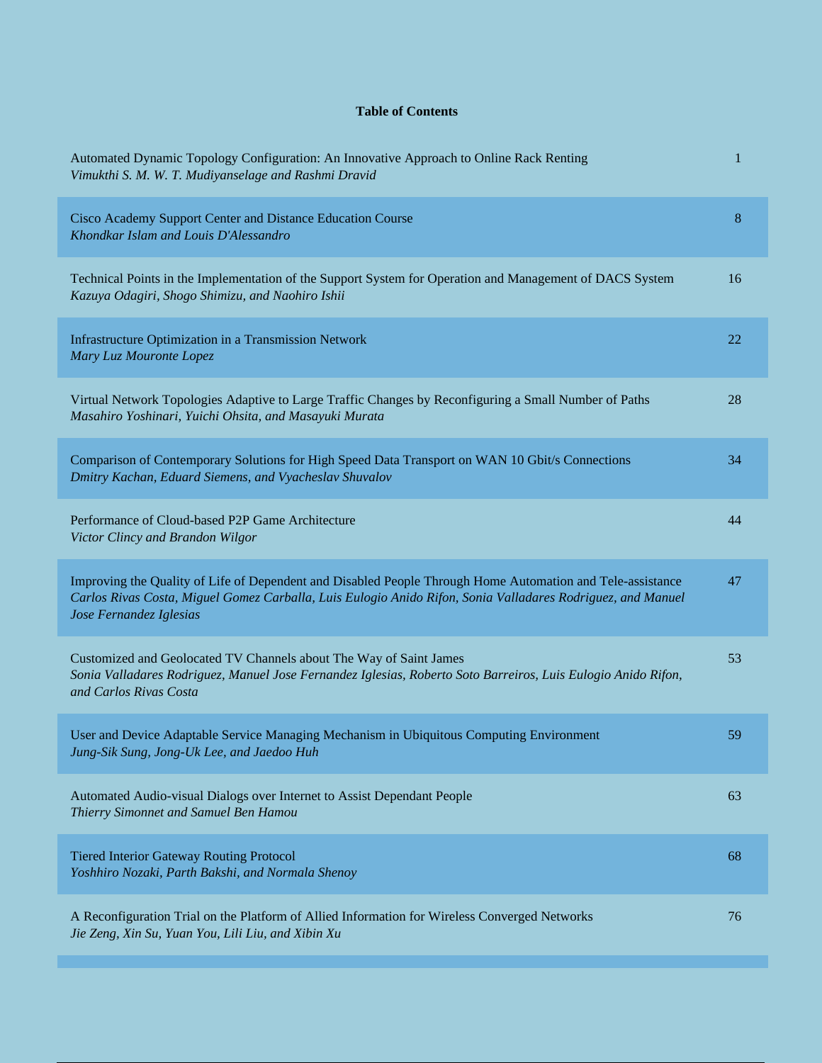**Table of Contents**

| | |
|---|---|
| Automated Dynamic Topology Configuration: An Innovative Approach to Online Rack Renting<br>*Vimukthi S. M. W. T. Mudiyanselage and Rashmi Dravid* | 1 |
| Cisco Academy Support Center and Distance Education Course<br>*Khondkar Islam and Louis D'Alessandro* | 8 |
| Technical Points in the Implementation of the Support System for Operation and Management of DACS System<br>*Kazuya Odagiri, Shogo Shimizu, and Naohiro Ishii* | 16 |
| Infrastructure Optimization in a Transmission Network<br>*Mary Luz Mouronte Lopez* | 22 |
| Virtual Network Topologies Adaptive to Large Traffic Changes by Reconfiguring a Small Number of Paths<br>*Masahiro Yoshinari, Yuichi Ohsita, and Masayuki Murata* | 28 |
| Comparison of Contemporary Solutions for High Speed Data Transport on WAN 10 Gbit/s Connections<br>*Dmitry Kachan, Eduard Siemens, and Vyacheslav Shuvalov* | 34 |
| Performance of Cloud-based P2P Game Architecture<br>*Victor Clincy and Brandon Wilgor* | 44 |
| Improving the Quality of Life of Dependent and Disabled People Through Home Automation and Tele-assistance<br>*Carlos Rivas Costa, Miguel Gomez Carballa, Luis Eulogio Anido Rifon, Sonia Valladares Rodriguez, and Manuel Jose Fernandez Iglesias* | 47 |
| Customized and Geolocated TV Channels about The Way of Saint James<br>*Sonia Valladares Rodriguez, Manuel Jose Fernandez Iglesias, Roberto Soto Barreiros, Luis Eulogio Anido Rifon, and Carlos Rivas Costa* | 53 |
| User and Device Adaptable Service Managing Mechanism in Ubiquitous Computing Environment<br>*Jung-Sik Sung, Jong-Uk Lee, and Jaedoo Huh* | 59 |
| Automated Audio-visual Dialogs over Internet to Assist Dependant People<br>*Thierry Simonnet and Samuel Ben Hamou* | 63 |
| Tiered Interior Gateway Routing Protocol<br>*Yoshhiro Nozaki, Parth Bakshi, and Normala Shenoy* | 68 |
| A Reconfiguration Trial on the Platform of Allied Information for Wireless Converged Networks<br>*Jie Zeng, Xin Su, Yuan You, Lili Liu, and Xibin Xu* | 76 |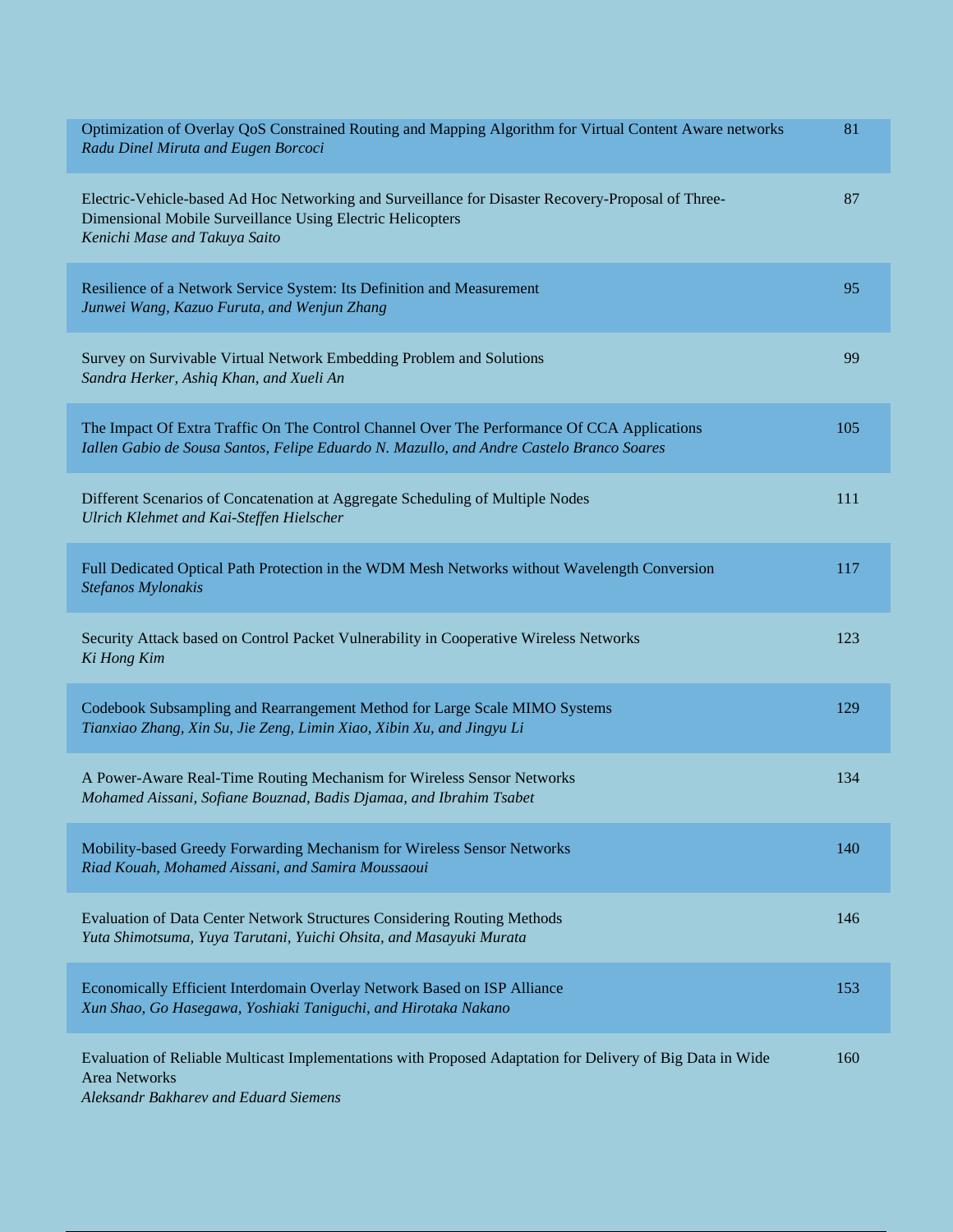Optimization of Overlay QoS Constrained Routing and Mapping Algorithm for Virtual Content Aware networks — 81
*Radu Dinel Miruta and Eugen Borcoci*

Electric-Vehicle-based Ad Hoc Networking and Surveillance for Disaster Recovery-Proposal of Three-Dimensional Mobile Surveillance Using Electric Helicopters — 87
*Kenichi Mase and Takuya Saito*

Resilience of a Network Service System: Its Definition and Measurement — 95
*Junwei Wang, Kazuo Furuta, and Wenjun Zhang*

Survey on Survivable Virtual Network Embedding Problem and Solutions — 99
*Sandra Herker, Ashiq Khan, and Xueli An*

The Impact Of Extra Traffic On The Control Channel Over The Performance Of CCA Applications — 105
*Iallen Gabio de Sousa Santos, Felipe Eduardo N. Mazullo, and Andre Castelo Branco Soares*

Different Scenarios of Concatenation at Aggregate Scheduling of Multiple Nodes — 111
*Ulrich Klehmet and Kai-Steffen Hielscher*

Full Dedicated Optical Path Protection in the WDM Mesh Networks without Wavelength Conversion — 117
*Stefanos Mylonakis*

Security Attack based on Control Packet Vulnerability in Cooperative Wireless Networks — 123
*Ki Hong Kim*

Codebook Subsampling and Rearrangement Method for Large Scale MIMO Systems — 129
*Tianxiao Zhang, Xin Su, Jie Zeng, Limin Xiao, Xibin Xu, and Jingyu Li*

A Power-Aware Real-Time Routing Mechanism for Wireless Sensor Networks — 134
*Mohamed Aissani, Sofiane Bouznad, Badis Djamaa, and Ibrahim Tsabet*

Mobility-based Greedy Forwarding Mechanism for Wireless Sensor Networks — 140
*Riad Kouah, Mohamed Aissani, and Samira Moussaoui*

Evaluation of Data Center Network Structures Considering Routing Methods — 146
*Yuta Shimotsuma, Yuya Tarutani, Yuichi Ohsita, and Masayuki Murata*

Economically Efficient Interdomain Overlay Network Based on ISP Alliance — 153
*Xun Shao, Go Hasegawa, Yoshiaki Taniguchi, and Hirotaka Nakano*

Evaluation of Reliable Multicast Implementations with Proposed Adaptation for Delivery of Big Data in Wide Area Networks — 160
*Aleksandr Bakharev and Eduard Siemens*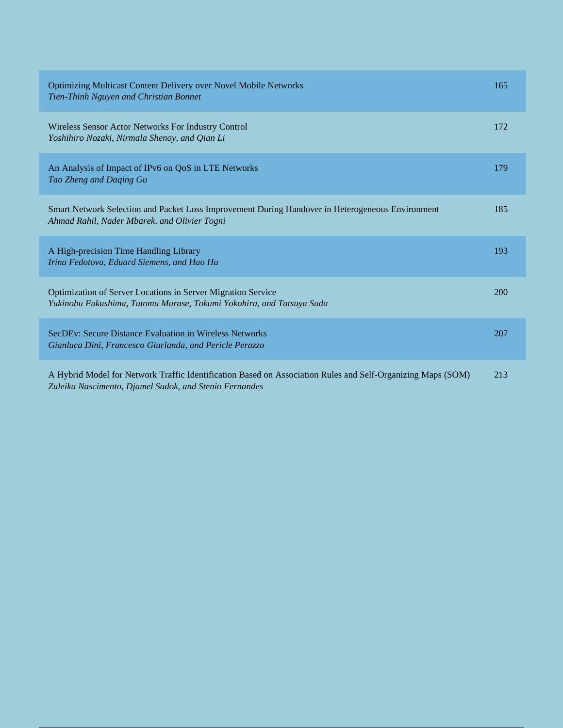Optimizing Multicast Content Delivery over Novel Mobile Networks
*Tien-Thinh Nguyen and Christian Bonnet*
165

Wireless Sensor Actor Networks For Industry Control
*Yoshihiro Nozaki, Nirmala Shenoy, and Qian Li*
172

An Analysis of Impact of IPv6 on QoS in LTE Networks
*Tao Zheng and Daqing Gu*
179

Smart Network Selection and Packet Loss Improvement During Handover in Heterogeneous Environment
*Ahmad Rahil, Nader Mbarek, and Olivier Togni*
185

A High-precision Time Handling Library
*Irina Fedotova, Eduard Siemens, and Hao Hu*
193

Optimization of Server Locations in Server Migration Service
*Yukinobu Fukushima, Tutomu Murase, Tokumi Yokohira, and Tatsuya Suda*
200

SecDEv: Secure Distance Evaluation in Wireless Networks
*Gianluca Dini, Francesco Giurlanda, and Pericle Perazzo*
207

A Hybrid Model for Network Traffic Identification Based on Association Rules and Self-Organizing Maps (SOM)
*Zuleika Nascimento, Djamel Sadok, and Stenio Fernandes*
213